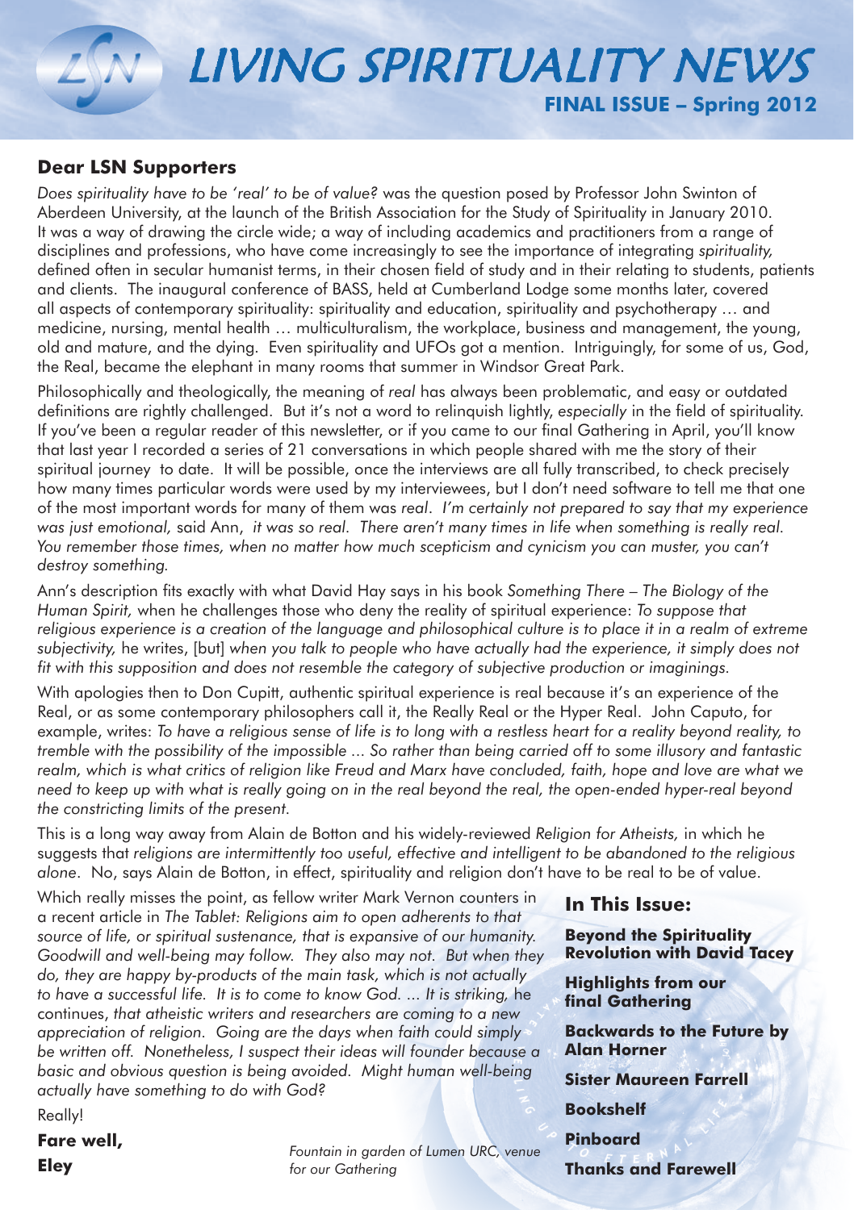# LIVING SPIRITUALITY NEWS

**FINAL ISSUE – Spring 2012**

## Dear LSN Supporters

*Does spirituality have to be 'real' to be of value?* was the question posed by Professor John Swinton of Aberdeen University, at the launch of the British Association for the Study of Spirituality in January 2010. It was a way of drawing the circle wide; a way of including academics and practitioners from a range of disciplines and professions, who have come increasingly to see the importance of integrating *spirituality,* defined often in secular humanist terms, in their chosen field of study and in their relating to students, patients and clients. The inaugural conference of BASS, held at Cumberland Lodge some months later, covered all aspects of contemporary spirituality: spirituality and education, spirituality and psychotherapy … and medicine, nursing, mental health … multiculturalism, the workplace, business and management, the young, old and mature, and the dying. Even spirituality and UFOs got a mention. Intriguingly, for some of us, God, the Real, became the elephant in many rooms that summer in Windsor Great Park.

Philosophically and theologically, the meaning of *real* has always been problematic, and easy or outdated definitions are rightly challenged. But it's not a word to relinquish lightly, *especially* in the field of spirituality. If you've been a regular reader of this newsletter, or if you came to our final Gathering in April, you'll know that last year I recorded a series of 21 conversations in which people shared with me the story of their spiritual journey to date. It will be possible, once the interviews are all fully transcribed, to check precisely how many times particular words were used by my interviewees, but I don't need software to tell me that one of the most important words for many of them was *real*. *I'm certainly not prepared to say that my experience was just emotional,* said Ann, *it was so real. There aren't many times in life when something is really real. You remember those times, when no matter how much scepticism and cynicism you can muster, you can't destroy something.*

Ann's description fits exactly with what David Hay says in his book *Something There – The Biology of the Human Spirit,* when he challenges those who deny the reality of spiritual experience: *To suppose that religious experience is a creation of the language and philosophical culture is to place it in a realm of extreme subjectivity,* he writes, [but] *when you talk to people who have actually had the experience, it simply does not fit with this supposition and does not resemble the category of subjective production or imaginings.*

With apologies then to Don Cupitt, authentic spiritual experience is real because it's an experience of the Real, or as some contemporary philosophers call it, the Really Real or the Hyper Real. John Caputo, for example, writes: *To have a religious sense of life is to long with a restless heart for a reality beyond reality, to tremble with the possibility of the impossible ... So rather than being carried off to some illusory and fantastic realm, which is what critics of religion like Freud and Marx have concluded, faith, hope and love are what we need to keep up with what is really going on in the real beyond the real, the open-ended hyper-real beyond the constricting limits of the present.*

This is a long way away from Alain de Botton and his widely-reviewed *Religion for Atheists,* in which he suggests that *religions are intermittently too useful, effective and intelligent to be abandoned to the religious alone*. No, says Alain de Botton, in effect, spirituality and religion don't have to be real to be of value.

Which really misses the point, as fellow writer Mark Vernon counters in a recent article in *The Tablet: Religions aim to open adherents to that source of life, or spiritual sustenance, that is expansive of our humanity. Goodwill and well-being may follow. They also may not. But when they do, they are happy by-products of the main task, which is not actually to have a successful life. It is to come to know God. ... It is striking,* he continues, *that atheistic writers and researchers are coming to a new appreciation of religion. Going are the days when faith could simply be written off. Nonetheless, I suspect their ideas will founder because a basic and obvious question is being avoided. Might human well-being actually have something to do with God?*

Really!

**Fare well,**

**Eley**

*Fountain in garden of Lumen URC, venue for our Gathering*

## In This Issue:

**Beyond the Spirituality Revolution with David Tacey**

**Highlights from our final Gathering**

**Backwards to the Future by Alan Horner**

**Sister Maureen Farrell**

**Bookshelf**

**Pinboard**

**Thanks and Farewell**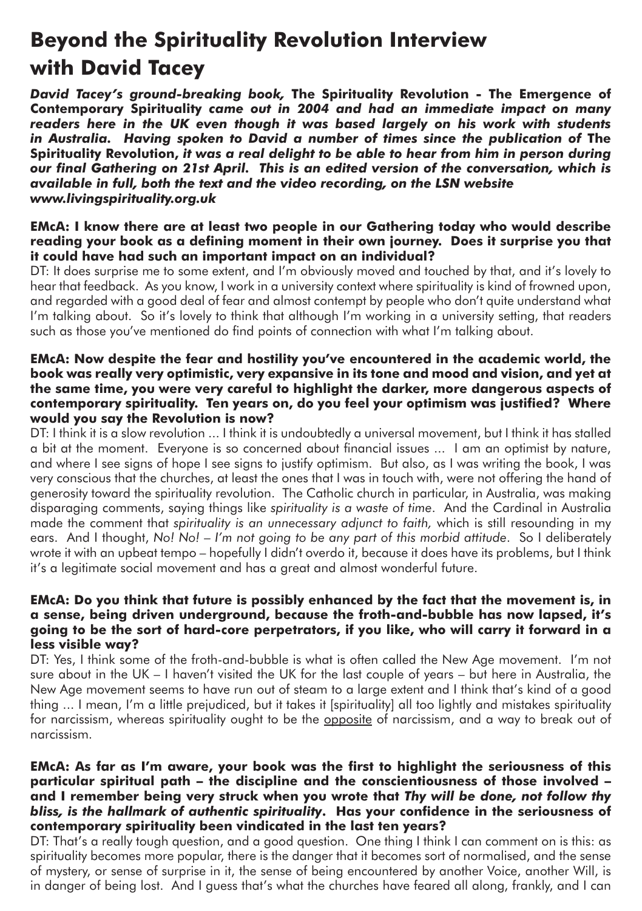# Beyond the Spirituality Revolution Interview with David Tacey

***David Tacey's ground-breaking book,* The Spirituality Revolution - The Emergence of Contemporary Spirituality *came out in 2004 and had an immediate impact on many readers here in the UK even though it was based largely on his work with students in Australia. Having spoken to David a number of times since the publication of* The Spirituality Revolution, *it was a real delight to be able to hear from him in person during our final Gathering on 21st April. This is an edited version of the conversation, which is available in full, both the text and the video recording, on the LSN website www.livingspirituality.org.uk***

**EMcA: I know there are at least two people in our Gathering today who would describe reading your book as a defining moment in their own journey. Does it surprise you that it could have had such an important impact on an individual?**

DT: It does surprise me to some extent, and I'm obviously moved and touched by that, and it's lovely to hear that feedback. As you know, I work in a university context where spirituality is kind of frowned upon, and regarded with a good deal of fear and almost contempt by people who don't quite understand what I'm talking about. So it's lovely to think that although I'm working in a university setting, that readers such as those you've mentioned do find points of connection with what I'm talking about.

**EMcA: Now despite the fear and hostility you've encountered in the academic world, the book was really very optimistic, very expansive in its tone and mood and vision, and yet at the same time, you were very careful to highlight the darker, more dangerous aspects of contemporary spirituality. Ten years on, do you feel your optimism was justified? Where would you say the Revolution is now?**

DT: I think it is a slow revolution ... I think it is undoubtedly a universal movement, but I think it has stalled a bit at the moment. Everyone is so concerned about financial issues ... I am an optimist by nature, and where I see signs of hope I see signs to justify optimism. But also, as I was writing the book, I was very conscious that the churches, at least the ones that I was in touch with, were not offering the hand of generosity toward the spirituality revolution. The Catholic church in particular, in Australia, was making disparaging comments, saying things like *spirituality is a waste of time*. And the Cardinal in Australia made the comment that *spirituality is an unnecessary adjunct to faith,* which is still resounding in my ears. And I thought, *No! No! – I'm not going to be any part of this morbid attitude*. So I deliberately wrote it with an upbeat tempo – hopefully I didn't overdo it, because it does have its problems, but I think it's a legitimate social movement and has a great and almost wonderful future.

**EMcA: Do you think that future is possibly enhanced by the fact that the movement is, in a sense, being driven underground, because the froth-and-bubble has now lapsed, it's going to be the sort of hard-core perpetrators, if you like, who will carry it forward in a less visible way?**

DT: Yes, I think some of the froth-and-bubble is what is often called the New Age movement. I'm not sure about in the UK – I haven't visited the UK for the last couple of years – but here in Australia, the New Age movement seems to have run out of steam to a large extent and I think that's kind of a good thing ... I mean, I'm a little prejudiced, but it takes it [spirituality] all too lightly and mistakes spirituality for narcissism, whereas spirituality ought to be the <u>opposite</u> of narcissism, and a way to break out of narcissism.

**EMcA: As far as I'm aware, your book was the first to highlight the seriousness of this particular spiritual path – the discipline and the conscientiousness of those involved – and I remember being very struck when you wrote that *Thy will be done, not follow thy bliss, is the hallmark of authentic spirituality*. Has your confidence in the seriousness of contemporary spirituality been vindicated in the last ten years?**

DT: That's a really tough question, and a good question. One thing I think I can comment on is this: as spirituality becomes more popular, there is the danger that it becomes sort of normalised, and the sense of mystery, or sense of surprise in it, the sense of being encountered by another Voice, another Will, is in danger of being lost. And I guess that's what the churches have feared all along, frankly, and I can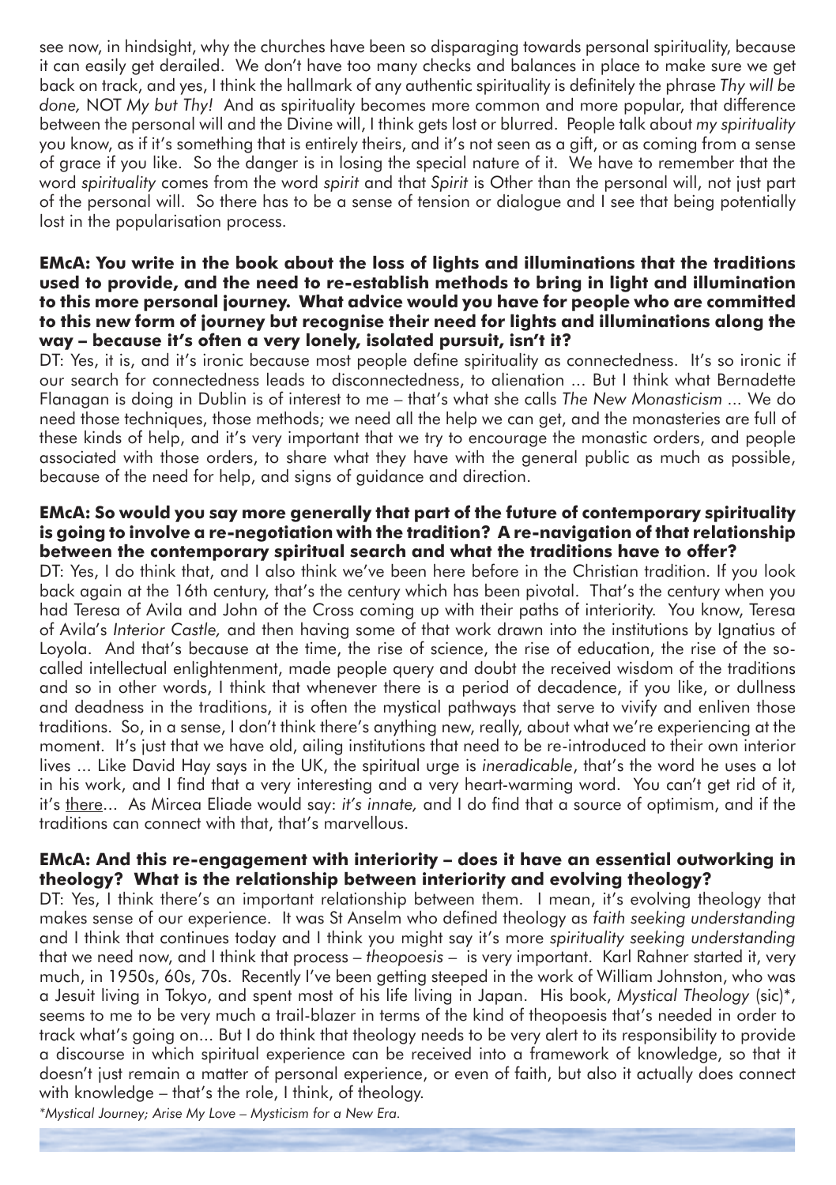see now, in hindsight, why the churches have been so disparaging towards personal spirituality, because it can easily get derailed. We don't have too many checks and balances in place to make sure we get back on track, and yes, I think the hallmark of any authentic spirituality is definitely the phrase *Thy will be done,* NOT *My but Thy!* And as spirituality becomes more common and more popular, that difference between the personal will and the Divine will, I think gets lost or blurred. People talk about *my spirituality* you know, as if it's something that is entirely theirs, and it's not seen as a gift, or as coming from a sense of grace if you like. So the danger is in losing the special nature of it. We have to remember that the word *spirituality* comes from the word *spirit* and that *Spirit* is Other than the personal will, not just part of the personal will. So there has to be a sense of tension or dialogue and I see that being potentially lost in the popularisation process.

**EMcA: You write in the book about the loss of lights and illuminations that the traditions used to provide, and the need to re-establish methods to bring in light and illumination to this more personal journey. What advice would you have for people who are committed to this new form of journey but recognise their need for lights and illuminations along the way – because it's often a very lonely, isolated pursuit, isn't it?**

DT: Yes, it is, and it's ironic because most people define spirituality as connectedness. It's so ironic if our search for connectedness leads to disconnectedness, to alienation ... But I think what Bernadette Flanagan is doing in Dublin is of interest to me – that's what she calls *The New Monasticism* ... We do need those techniques, those methods; we need all the help we can get, and the monasteries are full of these kinds of help, and it's very important that we try to encourage the monastic orders, and people associated with those orders, to share what they have with the general public as much as possible, because of the need for help, and signs of guidance and direction.

**EMcA: So would you say more generally that part of the future of contemporary spirituality is going to involve a re-negotiation with the tradition? A re-navigation of that relationship between the contemporary spiritual search and what the traditions have to offer?**

DT: Yes, I do think that, and I also think we've been here before in the Christian tradition. If you look back again at the 16th century, that's the century which has been pivotal. That's the century when you had Teresa of Avila and John of the Cross coming up with their paths of interiority. You know, Teresa of Avila's *Interior Castle,* and then having some of that work drawn into the institutions by Ignatius of Loyola. And that's because at the time, the rise of science, the rise of education, the rise of the so-called intellectual enlightenment, made people query and doubt the received wisdom of the traditions and so in other words, I think that whenever there is a period of decadence, if you like, or dullness and deadness in the traditions, it is often the mystical pathways that serve to vivify and enliven those traditions. So, in a sense, I don't think there's anything new, really, about what we're experiencing at the moment. It's just that we have old, ailing institutions that need to be re-introduced to their own interior lives ... Like David Hay says in the UK, the spiritual urge is *ineradicable*, that's the word he uses a lot in his work, and I find that a very interesting and a very heart-warming word. You can't get rid of it, it's <u>there</u>... As Mircea Eliade would say: *it's innate,* and I do find that a source of optimism, and if the traditions can connect with that, that's marvellous.

**EMcA: And this re-engagement with interiority – does it have an essential outworking in theology? What is the relationship between interiority and evolving theology?**

DT: Yes, I think there's an important relationship between them. I mean, it's evolving theology that makes sense of our experience. It was St Anselm who defined theology as *faith seeking understanding* and I think that continues today and I think you might say it's more *spirituality seeking understanding* that we need now, and I think that process – *theopoesis* – is very important. Karl Rahner started it, very much, in 1950s, 60s, 70s. Recently I've been getting steeped in the work of William Johnston, who was a Jesuit living in Tokyo, and spent most of his life living in Japan. His book, *Mystical Theology* (sic)*, seems to me to be very much a trail-blazer in terms of the kind of theopoesis that's needed in order to track what's going on... But I do think that theology needs to be very alert to its responsibility to provide a discourse in which spiritual experience can be received into a framework of knowledge, so that it doesn't just remain a matter of personal experience, or even of faith, but also it actually does connect with knowledge – that's the role, I think, of theology.

**Mystical Journey; Arise My Love – Mysticism for a New Era.*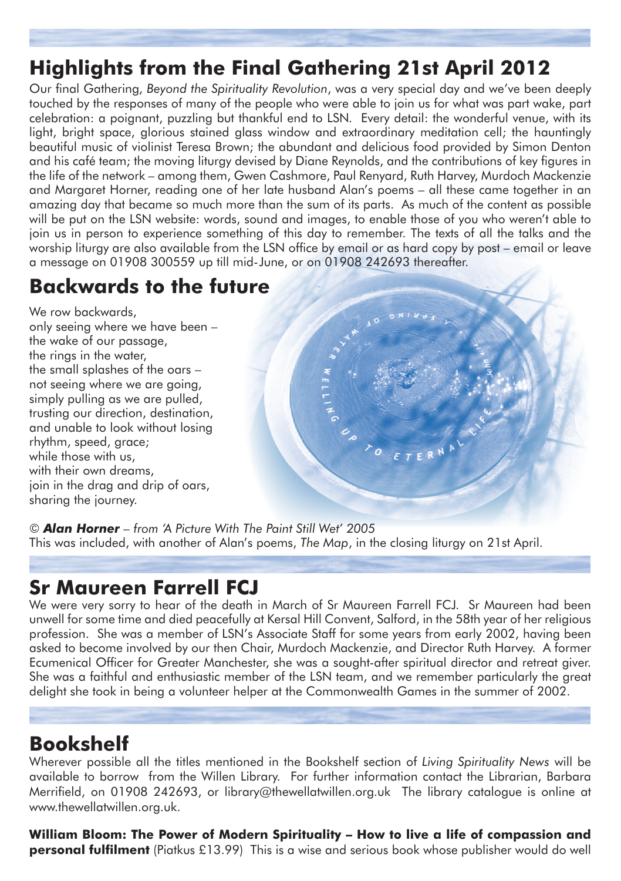## Highlights from the Final Gathering 21st April 2012

Our final Gathering, *Beyond the Spirituality Revolution*, was a very special day and we've been deeply touched by the responses of many of the people who were able to join us for what was part wake, part celebration: a poignant, puzzling but thankful end to LSN. Every detail: the wonderful venue, with its light, bright space, glorious stained glass window and extraordinary meditation cell; the hauntingly beautiful music of violinist Teresa Brown; the abundant and delicious food provided by Simon Denton and his café team; the moving liturgy devised by Diane Reynolds, and the contributions of key figures in the life of the network – among them, Gwen Cashmore, Paul Renyard, Ruth Harvey, Murdoch Mackenzie and Margaret Horner, reading one of her late husband Alan's poems – all these came together in an amazing day that became so much more than the sum of its parts. As much of the content as possible will be put on the LSN website: words, sound and images, to enable those of you who weren't able to join us in person to experience something of this day to remember. The texts of all the talks and the worship liturgy are also available from the LSN office by email or as hard copy by post – email or leave a message on 01908 300559 up till mid-June, or on 01908 242693 thereafter.

## Backwards to the future

We row backwards,
only seeing where we have been –
the wake of our passage,
the rings in the water,
the small splashes of the oars –
not seeing where we are going,
simply pulling as we are pulled,
trusting our direction, destination,
and unable to look without losing
rhythm, speed, grace;
while those with us,
with their own dreams,
join in the drag and drip of oars,
sharing the journey.

© ***Alan Horner*** – *from 'A Picture With The Paint Still Wet' 2005*
This was included, with another of Alan's poems, *The Map*, in the closing liturgy on 21st April.

## Sr Maureen Farrell FCJ

We were very sorry to hear of the death in March of Sr Maureen Farrell FCJ. Sr Maureen had been unwell for some time and died peacefully at Kersal Hill Convent, Salford, in the 58th year of her religious profession. She was a member of LSN's Associate Staff for some years from early 2002, having been asked to become involved by our then Chair, Murdoch Mackenzie, and Director Ruth Harvey. A former Ecumenical Officer for Greater Manchester, she was a sought-after spiritual director and retreat giver. She was a faithful and enthusiastic member of the LSN team, and we remember particularly the great delight she took in being a volunteer helper at the Commonwealth Games in the summer of 2002.

## Bookshelf

Wherever possible all the titles mentioned in the Bookshelf section of *Living Spirituality News* will be available to borrow from the Willen Library. For further information contact the Librarian, Barbara Merrifield, on 01908 242693, or library@thewellatwillen.org.uk The library catalogue is online at www.thewellatwillen.org.uk.

**William Bloom: The Power of Modern Spirituality – How to live a life of compassion and personal fulfilment** (Piatkus £13.99) This is a wise and serious book whose publisher would do well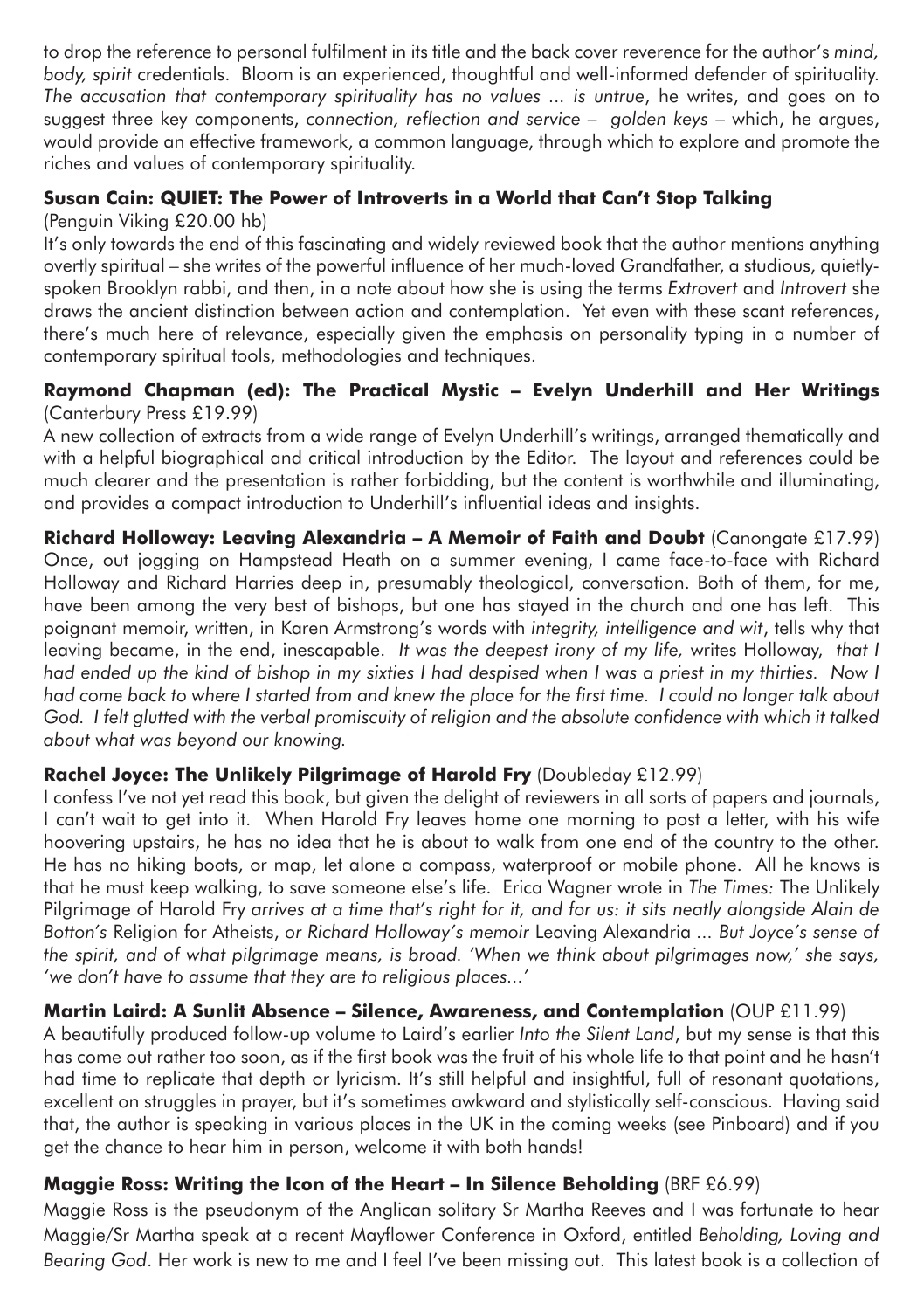to drop the reference to personal fulfilment in its title and the back cover reverence for the author's *mind, body, spirit* credentials. Bloom is an experienced, thoughtful and well-informed defender of spirituality. *The accusation that contemporary spirituality has no values ... is untrue*, he writes, and goes on to suggest three key components, *connection, reflection and service – golden keys* – which, he argues, would provide an effective framework, a common language, through which to explore and promote the riches and values of contemporary spirituality.

**Susan Cain: QUIET: The Power of Introverts in a World that Can't Stop Talking**
(Penguin Viking £20.00 hb)
It's only towards the end of this fascinating and widely reviewed book that the author mentions anything overtly spiritual – she writes of the powerful influence of her much-loved Grandfather, a studious, quietly-spoken Brooklyn rabbi, and then, in a note about how she is using the terms *Extrovert* and *Introvert* she draws the ancient distinction between action and contemplation. Yet even with these scant references, there's much here of relevance, especially given the emphasis on personality typing in a number of contemporary spiritual tools, methodologies and techniques.

**Raymond Chapman (ed): The Practical Mystic – Evelyn Underhill and Her Writings**
(Canterbury Press £19.99)
A new collection of extracts from a wide range of Evelyn Underhill's writings, arranged thematically and with a helpful biographical and critical introduction by the Editor. The layout and references could be much clearer and the presentation is rather forbidding, but the content is worthwhile and illuminating, and provides a compact introduction to Underhill's influential ideas and insights.

**Richard Holloway: Leaving Alexandria – A Memoir of Faith and Doubt** (Canongate £17.99)
Once, out jogging on Hampstead Heath on a summer evening, I came face-to-face with Richard Holloway and Richard Harries deep in, presumably theological, conversation. Both of them, for me, have been among the very best of bishops, but one has stayed in the church and one has left. This poignant memoir, written, in Karen Armstrong's words with *integrity, intelligence and wit*, tells why that leaving became, in the end, inescapable. *It was the deepest irony of my life,* writes Holloway, *that I had ended up the kind of bishop in my sixties I had despised when I was a priest in my thirties. Now I had come back to where I started from and knew the place for the first time. I could no longer talk about God. I felt glutted with the verbal promiscuity of religion and the absolute confidence with which it talked about what was beyond our knowing.*

**Rachel Joyce: The Unlikely Pilgrimage of Harold Fry** (Doubleday £12.99)
I confess I've not yet read this book, but given the delight of reviewers in all sorts of papers and journals, I can't wait to get into it. When Harold Fry leaves home one morning to post a letter, with his wife hoovering upstairs, he has no idea that he is about to walk from one end of the country to the other. He has no hiking boots, or map, let alone a compass, waterproof or mobile phone. All he knows is that he must keep walking, to save someone else's life. Erica Wagner wrote in *The Times:* The Unlikely Pilgrimage of Harold Fry *arrives at a time that's right for it, and for us: it sits neatly alongside Alain de Botton's* Religion for Atheists, *or Richard Holloway's memoir* Leaving Alexandria ... *But Joyce's sense of the spirit, and of what pilgrimage means, is broad. 'When we think about pilgrimages now,' she says, 'we don't have to assume that they are to religious places...'*

**Martin Laird: A Sunlit Absence – Silence, Awareness, and Contemplation** (OUP £11.99)
A beautifully produced follow-up volume to Laird's earlier *Into the Silent Land*, but my sense is that this has come out rather too soon, as if the first book was the fruit of his whole life to that point and he hasn't had time to replicate that depth or lyricism. It's still helpful and insightful, full of resonant quotations, excellent on struggles in prayer, but it's sometimes awkward and stylistically self-conscious. Having said that, the author is speaking in various places in the UK in the coming weeks (see Pinboard) and if you get the chance to hear him in person, welcome it with both hands!

**Maggie Ross: Writing the Icon of the Heart – In Silence Beholding** (BRF £6.99)
Maggie Ross is the pseudonym of the Anglican solitary Sr Martha Reeves and I was fortunate to hear Maggie/Sr Martha speak at a recent Mayflower Conference in Oxford, entitled *Beholding, Loving and Bearing God*. Her work is new to me and I feel I've been missing out. This latest book is a collection of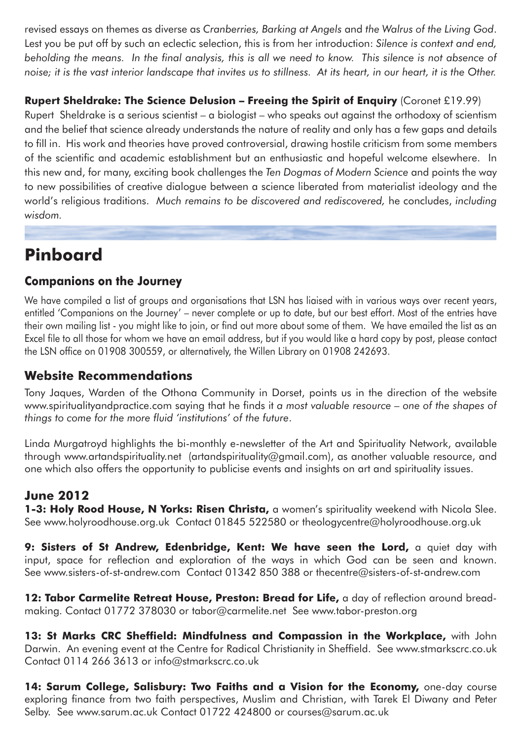revised essays on themes as diverse as *Cranberries, Barking at Angels* and *the Walrus of the Living God*. Lest you be put off by such an eclectic selection, this is from her introduction: *Silence is context and end, beholding the means. In the final analysis, this is all we need to know. This silence is not absence of noise; it is the vast interior landscape that invites us to stillness. At its heart, in our heart, it is the Other.*

**Rupert Sheldrake: The Science Delusion – Freeing the Spirit of Enquiry** (Coronet £19.99)
Rupert Sheldrake is a serious scientist – a biologist – who speaks out against the orthodoxy of scientism and the belief that science already understands the nature of reality and only has a few gaps and details to fill in. His work and theories have proved controversial, drawing hostile criticism from some members of the scientific and academic establishment but an enthusiastic and hopeful welcome elsewhere. In this new and, for many, exciting book challenges the *Ten Dogmas of Modern Science* and points the way to new possibilities of creative dialogue between a science liberated from materialist ideology and the world's religious traditions. *Much remains to be discovered and rediscovered,* he concludes, *including wisdom.*

# Pinboard

## Companions on the Journey

We have compiled a list of groups and organisations that LSN has liaised with in various ways over recent years, entitled 'Companions on the Journey' – never complete or up to date, but our best effort. Most of the entries have their own mailing list - you might like to join, or find out more about some of them. We have emailed the list as an Excel file to all those for whom we have an email address, but if you would like a hard copy by post, please contact the LSN office on 01908 300559, or alternatively, the Willen Library on 01908 242693.

## Website Recommendations

Tony Jaques, Warden of the Othona Community in Dorset, points us in the direction of the website www.spiritualityandpractice.com saying that he finds it *a most valuable resource – one of the shapes of things to come for the more fluid 'institutions' of the future*.

Linda Murgatroyd highlights the bi-monthly e-newsletter of the Art and Spirituality Network, available through www.artandspirituality.net (artandspirituality@gmail.com), as another valuable resource, and one which also offers the opportunity to publicise events and insights on art and spirituality issues.

## June 2012

**1-3: Holy Rood House, N Yorks: Risen Christa,** a women's spirituality weekend with Nicola Slee. See www.holyroodhouse.org.uk Contact 01845 522580 or theologycentre@holyroodhouse.org.uk

**9: Sisters of St Andrew, Edenbridge, Kent: We have seen the Lord,** a quiet day with input, space for reflection and exploration of the ways in which God can be seen and known. See www.sisters-of-st-andrew.com Contact 01342 850 388 or thecentre@sisters-of-st-andrew.com

**12: Tabor Carmelite Retreat House, Preston: Bread for Life,** a day of reflection around bread-making. Contact 01772 378030 or tabor@carmelite.net See www.tabor-preston.org

**13: St Marks CRC Sheffield: Mindfulness and Compassion in the Workplace,** with John Darwin. An evening event at the Centre for Radical Christianity in Sheffield. See www.stmarkscrc.co.uk Contact 0114 266 3613 or info@stmarkscrc.co.uk

**14: Sarum College, Salisbury: Two Faiths and a Vision for the Economy,** one-day course exploring finance from two faith perspectives, Muslim and Christian, with Tarek El Diwany and Peter Selby. See www.sarum.ac.uk Contact 01722 424800 or courses@sarum.ac.uk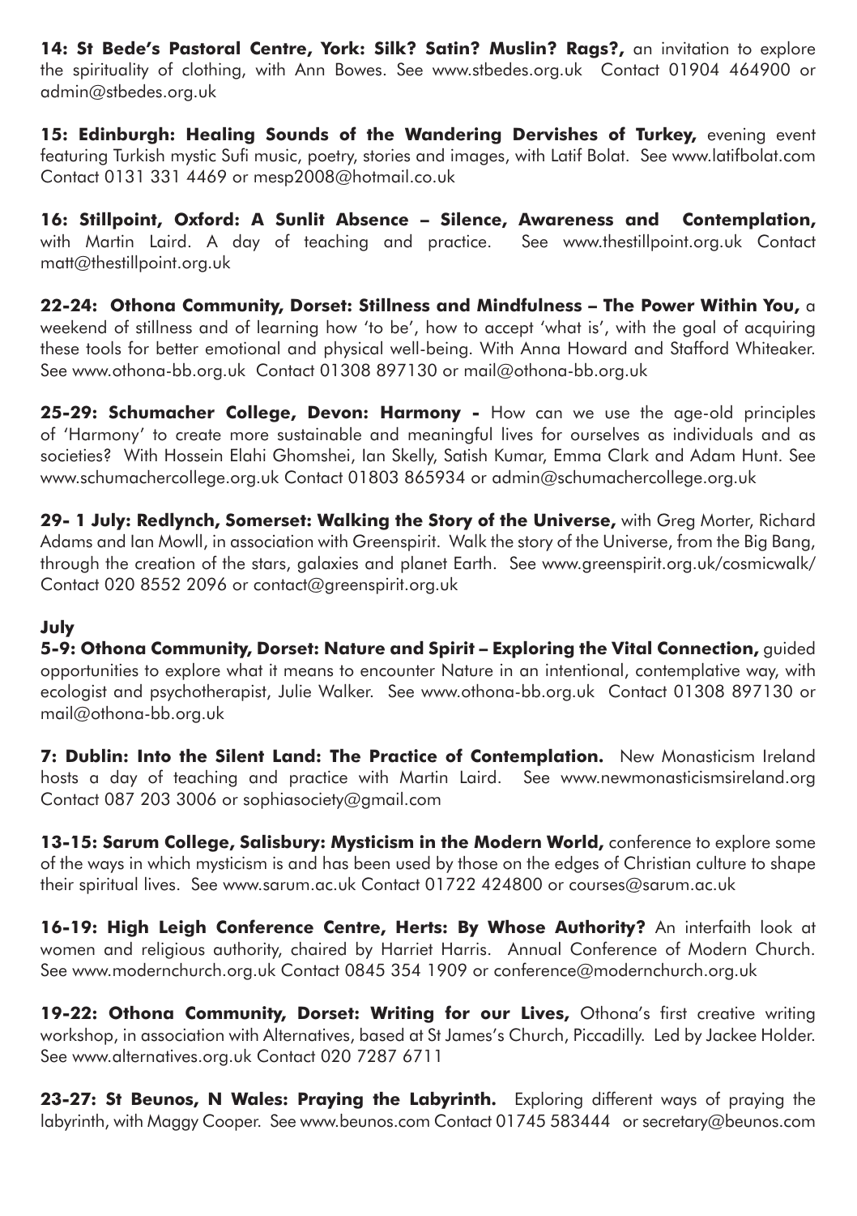**14: St Bede's Pastoral Centre, York: Silk? Satin? Muslin? Rags?,** an invitation to explore the spirituality of clothing, with Ann Bowes. See www.stbedes.org.uk Contact 01904 464900 or admin@stbedes.org.uk

**15: Edinburgh: Healing Sounds of the Wandering Dervishes of Turkey,** evening event featuring Turkish mystic Sufi music, poetry, stories and images, with Latif Bolat. See www.latifbolat.com Contact 0131 331 4469 or mesp2008@hotmail.co.uk

**16: Stillpoint, Oxford: A Sunlit Absence – Silence, Awareness and Contemplation,** with Martin Laird. A day of teaching and practice. See www.thestillpoint.org.uk Contact matt@thestillpoint.org.uk

**22-24: Othona Community, Dorset: Stillness and Mindfulness – The Power Within You,** a weekend of stillness and of learning how 'to be', how to accept 'what is', with the goal of acquiring these tools for better emotional and physical well-being. With Anna Howard and Stafford Whiteaker. See www.othona-bb.org.uk Contact 01308 897130 or mail@othona-bb.org.uk

**25-29: Schumacher College, Devon: Harmony -** How can we use the age-old principles of 'Harmony' to create more sustainable and meaningful lives for ourselves as individuals and as societies? With Hossein Elahi Ghomshei, Ian Skelly, Satish Kumar, Emma Clark and Adam Hunt. See www.schumachercollege.org.uk Contact 01803 865934 or admin@schumachercollege.org.uk

**29- 1 July: Redlynch, Somerset: Walking the Story of the Universe,** with Greg Morter, Richard Adams and Ian Mowll, in association with Greenspirit. Walk the story of the Universe, from the Big Bang, through the creation of the stars, galaxies and planet Earth. See www.greenspirit.org.uk/cosmicwalk/ Contact 020 8552 2096 or contact@greenspirit.org.uk

**July**

**5-9: Othona Community, Dorset: Nature and Spirit – Exploring the Vital Connection,** guided opportunities to explore what it means to encounter Nature in an intentional, contemplative way, with ecologist and psychotherapist, Julie Walker. See www.othona-bb.org.uk Contact 01308 897130 or mail@othona-bb.org.uk

**7: Dublin: Into the Silent Land: The Practice of Contemplation.** New Monasticism Ireland hosts a day of teaching and practice with Martin Laird. See www.newmonasticismsireland.org Contact 087 203 3006 or sophiasociety@gmail.com

**13-15: Sarum College, Salisbury: Mysticism in the Modern World,** conference to explore some of the ways in which mysticism is and has been used by those on the edges of Christian culture to shape their spiritual lives. See www.sarum.ac.uk Contact 01722 424800 or courses@sarum.ac.uk

**16-19: High Leigh Conference Centre, Herts: By Whose Authority?** An interfaith look at women and religious authority, chaired by Harriet Harris. Annual Conference of Modern Church. See www.modernchurch.org.uk Contact 0845 354 1909 or conference@modernchurch.org.uk

**19-22: Othona Community, Dorset: Writing for our Lives,** Othona's first creative writing workshop, in association with Alternatives, based at St James's Church, Piccadilly. Led by Jackee Holder. See www.alternatives.org.uk Contact 020 7287 6711

**23-27: St Beunos, N Wales: Praying the Labyrinth.** Exploring different ways of praying the labyrinth, with Maggy Cooper. See www.beunos.com Contact 01745 583444 or secretary@beunos.com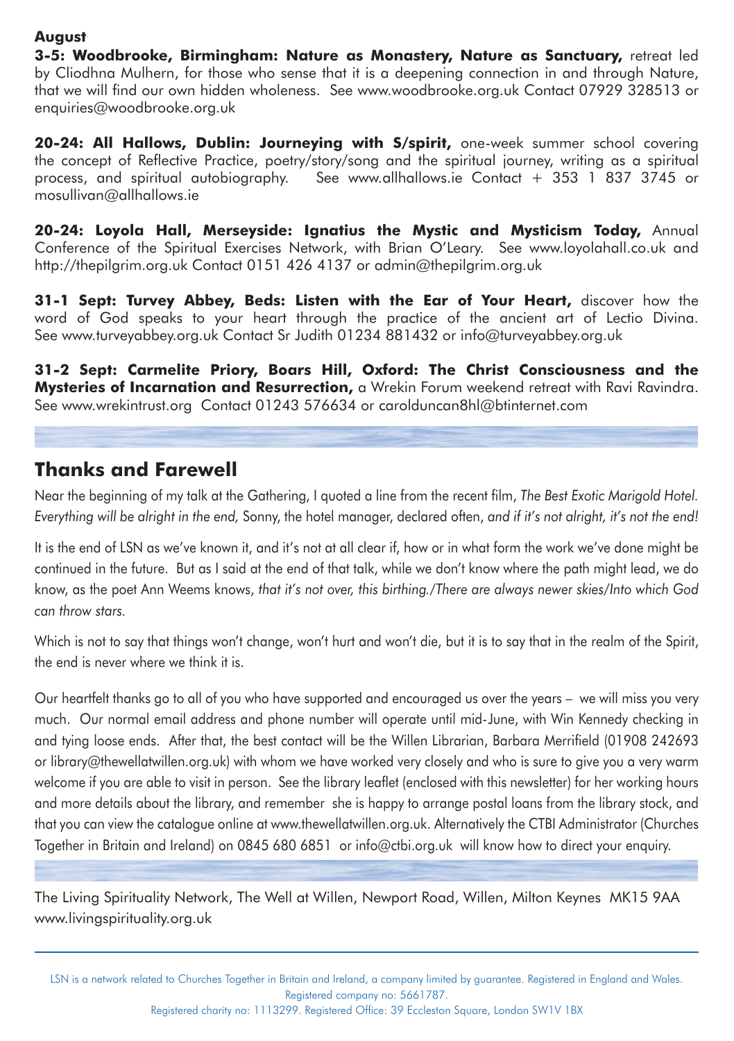**August**

**3-5: Woodbrooke, Birmingham: Nature as Monastery, Nature as Sanctuary,** retreat led by Cliodhna Mulhern, for those who sense that it is a deepening connection in and through Nature, that we will find our own hidden wholeness. See www.woodbrooke.org.uk Contact 07929 328513 or enquiries@woodbrooke.org.uk

**20-24: All Hallows, Dublin: Journeying with S/spirit,** one-week summer school covering the concept of Reflective Practice, poetry/story/song and the spiritual journey, writing as a spiritual process, and spiritual autobiography. See www.allhallows.ie Contact + 353 1 837 3745 or mosullivan@allhallows.ie

**20-24: Loyola Hall, Merseyside: Ignatius the Mystic and Mysticism Today,** Annual Conference of the Spiritual Exercises Network, with Brian O'Leary. See www.loyolahall.co.uk and http://thepilgrim.org.uk Contact 0151 426 4137 or admin@thepilgrim.org.uk

**31-1 Sept: Turvey Abbey, Beds: Listen with the Ear of Your Heart,** discover how the word of God speaks to your heart through the practice of the ancient art of Lectio Divina. See www.turveyabbey.org.uk Contact Sr Judith 01234 881432 or info@turveyabbey.org.uk

**31-2 Sept: Carmelite Priory, Boars Hill, Oxford: The Christ Consciousness and the Mysteries of Incarnation and Resurrection,** a Wrekin Forum weekend retreat with Ravi Ravindra. See www.wrekintrust.org Contact 01243 576634 or carolduncan8hl@btinternet.com

## Thanks and Farewell

Near the beginning of my talk at the Gathering, I quoted a line from the recent film, *The Best Exotic Marigold Hotel. Everything will be alright in the end,* Sonny, the hotel manager, declared often, *and if it's not alright, it's not the end!*

It is the end of LSN as we've known it, and it's not at all clear if, how or in what form the work we've done might be continued in the future. But as I said at the end of that talk, while we don't know where the path might lead, we do know, as the poet Ann Weems knows, *that it's not over, this birthing./There are always newer skies/Into which God can throw stars.*

Which is not to say that things won't change, won't hurt and won't die, but it is to say that in the realm of the Spirit, the end is never where we think it is.

Our heartfelt thanks go to all of you who have supported and encouraged us over the years – we will miss you very much. Our normal email address and phone number will operate until mid-June, with Win Kennedy checking in and tying loose ends. After that, the best contact will be the Willen Librarian, Barbara Merrifield (01908 242693 or library@thewellatwillen.org.uk) with whom we have worked very closely and who is sure to give you a very warm welcome if you are able to visit in person. See the library leaflet (enclosed with this newsletter) for her working hours and more details about the library, and remember she is happy to arrange postal loans from the library stock, and that you can view the catalogue online at www.thewellatwillen.org.uk. Alternatively the CTBI Administrator (Churches Together in Britain and Ireland) on 0845 680 6851 or info@ctbi.org.uk will know how to direct your enquiry.

The Living Spirituality Network, The Well at Willen, Newport Road, Willen, Milton Keynes MK15 9AA
www.livingspirituality.org.uk

LSN is a network related to Churches Together in Britain and Ireland, a company limited by guarantee. Registered in England and Wales. Registered company no: 5661787.
Registered charity no: 1113299. Registered Office: 39 Eccleston Square, London SW1V 1BX